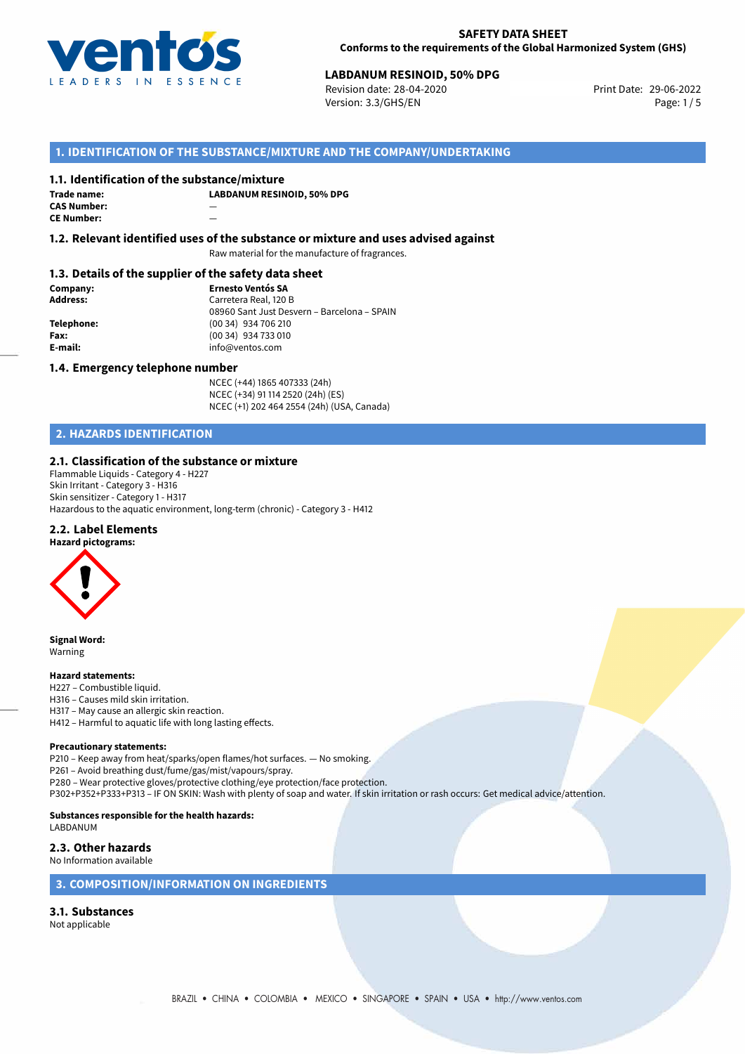**SAFETY DATA SHEET**
**Conforms to the requirements of the Global Harmonized System (GHS)**

**LABDANUM RESINOID, 50% DPG**
Revision date: 28-04-2020
Version: 3.3/GHS/EN
Print Date: 29-06-2022

## 1. IDENTIFICATION OF THE SUBSTANCE/MIXTURE AND THE COMPANY/UNDERTAKING

### 1.1. Identification of the substance/mixture

**Trade name:** LABDANUM RESINOID, 50% DPG
**CAS Number:** —
**CE Number:** —

### 1.2. Relevant identified uses of the substance or mixture and uses advised against

Raw material for the manufacture of fragrances.

### 1.3. Details of the supplier of the safety data sheet

**Company:** Ernesto Ventós SA
**Address:** Carretera Real, 120 B
08960 Sant Just Desvern – Barcelona – SPAIN
**Telephone:** (00 34) 934 706 210
**Fax:** (00 34) 934 733 010
**E-mail:** info@ventos.com

### 1.4. Emergency telephone number

NCEC (+44) 1865 407333 (24h)
NCEC (+34) 91 114 2520 (24h) (ES)
NCEC (+1) 202 464 2554 (24h) (USA, Canada)

## 2. HAZARDS IDENTIFICATION

### 2.1. Classification of the substance or mixture

Flammable Liquids - Category 4 - H227
Skin Irritant - Category 3 - H316
Skin sensitizer - Category 1 - H317
Hazardous to the aquatic environment, long-term (chronic) - Category 3 - H412

### 2.2. Label Elements

**Hazard pictograms:**

**Signal Word:**
Warning

**Hazard statements:**
H227 – Combustible liquid.
H316 – Causes mild skin irritation.
H317 – May cause an allergic skin reaction.
H412 – Harmful to aquatic life with long lasting effects.

**Precautionary statements:**
P210 – Keep away from heat/sparks/open flames/hot surfaces. — No smoking.
P261 – Avoid breathing dust/fume/gas/mist/vapours/spray.
P280 – Wear protective gloves/protective clothing/eye protection/face protection.
P302+P352+P333+P313 – IF ON SKIN: Wash with plenty of soap and water. If skin irritation or rash occurs: Get medical advice/attention.

**Substances responsible for the health hazards:**
LABDANUM

### 2.3. Other hazards

No Information available

## 3. COMPOSITION/INFORMATION ON INGREDIENTS

### 3.1. Substances

Not applicable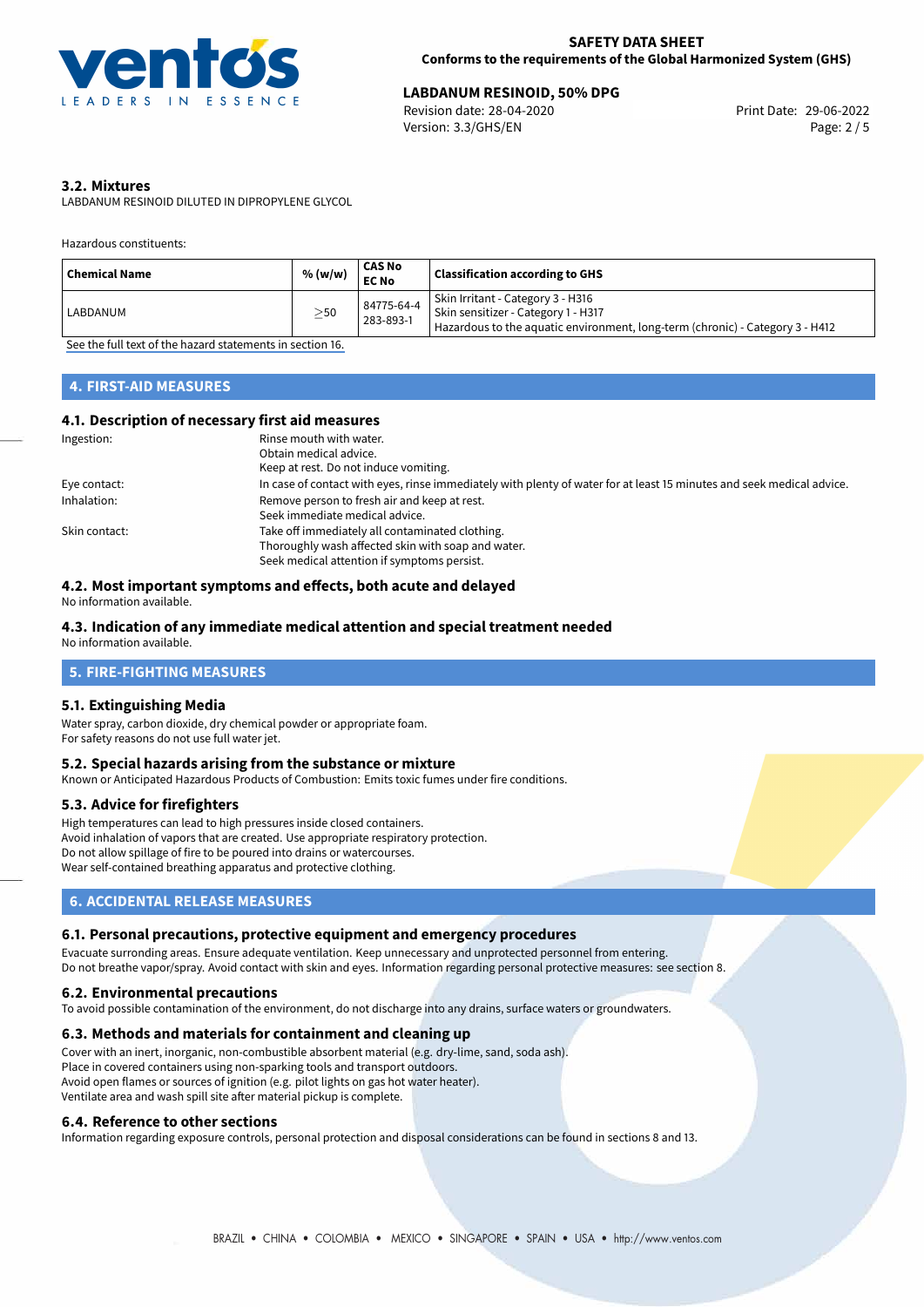### 3.2. Mixtures

LABDANUM RESINOID DILUTED IN DIPROPYLENE GLYCOL

Hazardous constituents:

| Chemical Name | % (w/w) | CAS No<br>EC No | Classification according to GHS |
|---|---|---|---|
| LABDANUM | ≥50 | 84775-64-4<br>283-893-1 | Skin Irritant - Category 3 - H316<br>Skin sensitizer - Category 1 - H317<br>Hazardous to the aquatic environment, long-term (chronic) - Category 3 - H412 |

See the full text of the hazard statements in section 16.

## 4. FIRST-AID MEASURES

### 4.1. Description of necessary first aid measures

Ingestion: Rinse mouth with water.
Obtain medical advice.
Keep at rest. Do not induce vomiting.

Eye contact: In case of contact with eyes, rinse immediately with plenty of water for at least 15 minutes and seek medical advice.

Inhalation: Remove person to fresh air and keep at rest.
Seek immediate medical advice.

Skin contact: Take off immediately all contaminated clothing.
Thoroughly wash affected skin with soap and water.
Seek medical attention if symptoms persist.

### 4.2. Most important symptoms and effects, both acute and delayed

No information available.

### 4.3. Indication of any immediate medical attention and special treatment needed

No information available.

## 5. FIRE-FIGHTING MEASURES

### 5.1. Extinguishing Media

Water spray, carbon dioxide, dry chemical powder or appropriate foam.
For safety reasons do not use full water jet.

### 5.2. Special hazards arising from the substance or mixture

Known or Anticipated Hazardous Products of Combustion: Emits toxic fumes under fire conditions.

### 5.3. Advice for firefighters

High temperatures can lead to high pressures inside closed containers.
Avoid inhalation of vapors that are created. Use appropriate respiratory protection.
Do not allow spillage of fire to be poured into drains or watercourses.
Wear self-contained breathing apparatus and protective clothing.

## 6. ACCIDENTAL RELEASE MEASURES

### 6.1. Personal precautions, protective equipment and emergency procedures

Evacuate surronding areas. Ensure adequate ventilation. Keep unnecessary and unprotected personnel from entering.
Do not breathe vapor/spray. Avoid contact with skin and eyes. Information regarding personal protective measures: see section 8.

### 6.2. Environmental precautions

To avoid possible contamination of the environment, do not discharge into any drains, surface waters or groundwaters.

### 6.3. Methods and materials for containment and cleaning up

Cover with an inert, inorganic, non-combustible absorbent material (e.g. dry-lime, sand, soda ash).
Place in covered containers using non-sparking tools and transport outdoors.
Avoid open flames or sources of ignition (e.g. pilot lights on gas hot water heater).
Ventilate area and wash spill site after material pickup is complete.

### 6.4. Reference to other sections

Information regarding exposure controls, personal protection and disposal considerations can be found in sections 8 and 13.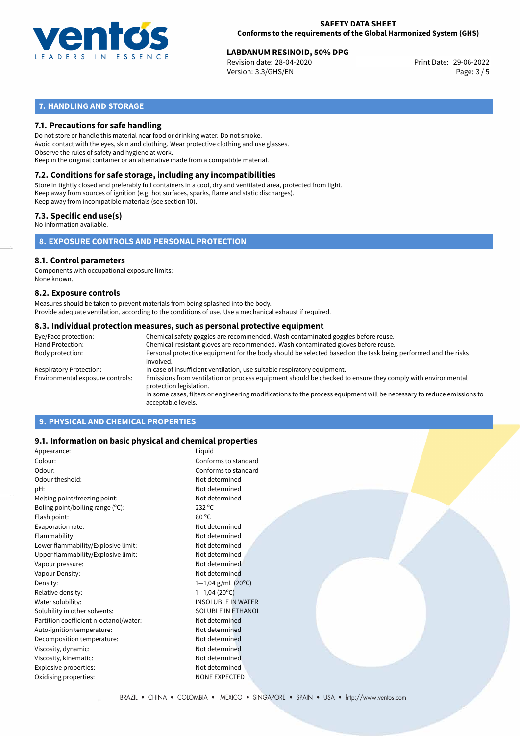## 7. HANDLING AND STORAGE

### 7.1. Precautions for safe handling

Do not store or handle this material near food or drinking water. Do not smoke.
Avoid contact with the eyes, skin and clothing. Wear protective clothing and use glasses.
Observe the rules of safety and hygiene at work.
Keep in the original container or an alternative made from a compatible material.

### 7.2. Conditions for safe storage, including any incompatibilities

Store in tightly closed and preferably full containers in a cool, dry and ventilated area, protected from light.
Keep away from sources of ignition (e.g. hot surfaces, sparks, flame and static discharges).
Keep away from incompatible materials (see section 10).

### 7.3. Specific end use(s)

No information available.

## 8. EXPOSURE CONTROLS AND PERSONAL PROTECTION

### 8.1. Control parameters

Components with occupational exposure limits:
None known.

### 8.2. Exposure controls

Measures should be taken to prevent materials from being splashed into the body.
Provide adequate ventilation, according to the conditions of use. Use a mechanical exhaust if required.

### 8.3. Individual protection measures, such as personal protective equipment

| | |
|---|---|
| Eye/Face protection: | Chemical safety goggles are recommended. Wash contaminated goggles before reuse. |
| Hand Protection: | Chemical-resistant gloves are recommended. Wash contaminated gloves before reuse. |
| Body protection: | Personal protective equipment for the body should be selected based on the task being performed and the risks involved. |
| Respiratory Protection: | In case of insufficient ventilation, use suitable respiratory equipment. |
| Environmental exposure controls: | Emissions from ventilation or process equipment should be checked to ensure they comply with environmental protection legislation. In some cases, filters or engineering modifications to the process equipment will be necessary to reduce emissions to acceptable levels. |

## 9. PHYSICAL AND CHEMICAL PROPERTIES

### 9.1. Information on basic physical and chemical properties

| | |
|---|---|
| Appearance: | Liquid |
| Colour: | Conforms to standard |
| Odour: | Conforms to standard |
| Odour theshold: | Not determined |
| pH: | Not determined |
| Melting point/freezing point: | Not determined |
| Boling point/boiling range (°C): | 232 °C |
| Flash point: | 80 °C |
| Evaporation rate: | Not determined |
| Flammability: | Not determined |
| Lower flammability/Explosive limit: | Not determined |
| Upper flammability/Explosive limit: | Not determined |
| Vapour pressure: | Not determined |
| Vapour Density: | Not determined |
| Density: | 1—1,04 g/mL (20°C) |
| Relative density: | 1—1,04 (20°C) |
| Water solubility: | INSOLUBLE IN WATER |
| Solubility in other solvents: | SOLUBLE IN ETHANOL |
| Partition coefficient n-octanol/water: | Not determined |
| Auto-ignition temperature: | Not determined |
| Decomposition temperature: | Not determined |
| Viscosity, dynamic: | Not determined |
| Viscosity, kinematic: | Not determined |
| Explosive properties: | Not determined |
| Oxidising properties: | NONE EXPECTED |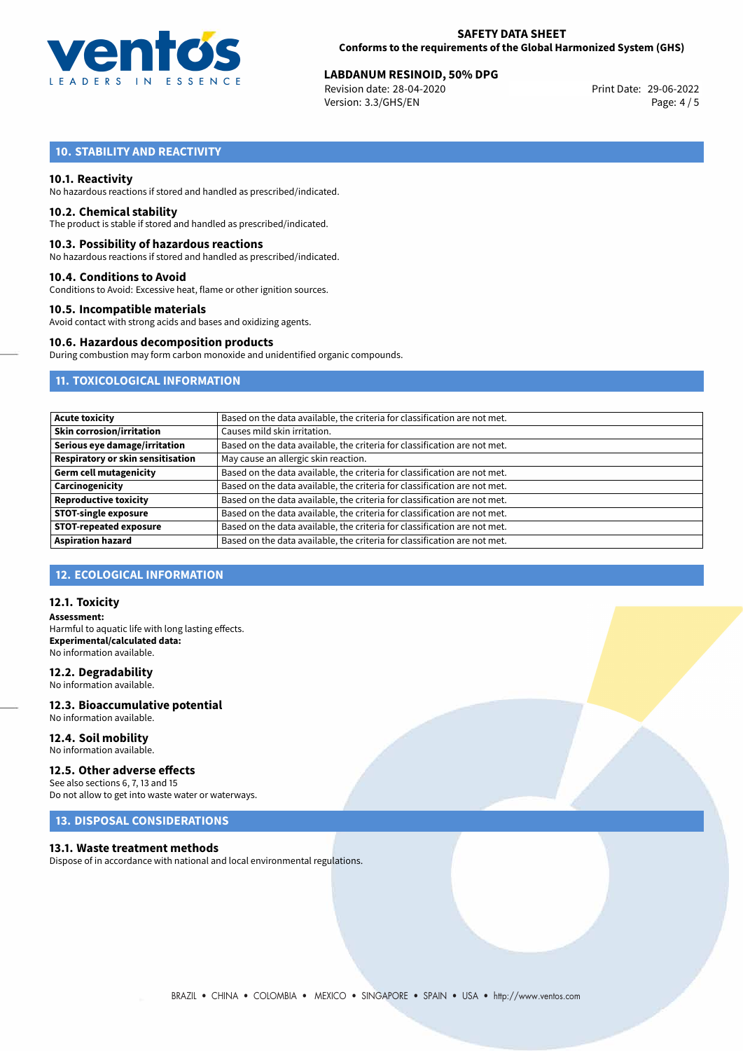## 10. STABILITY AND REACTIVITY

### 10.1. Reactivity

No hazardous reactions if stored and handled as prescribed/indicated.

### 10.2. Chemical stability

The product is stable if stored and handled as prescribed/indicated.

### 10.3. Possibility of hazardous reactions

No hazardous reactions if stored and handled as prescribed/indicated.

### 10.4. Conditions to Avoid

Conditions to Avoid: Excessive heat, flame or other ignition sources.

### 10.5. Incompatible materials

Avoid contact with strong acids and bases and oxidizing agents.

### 10.6. Hazardous decomposition products

During combustion may form carbon monoxide and unidentified organic compounds.

## 11. TOXICOLOGICAL INFORMATION

| | |
|---|---|
| **Acute toxicity** | Based on the data available, the criteria for classification are not met. |
| **Skin corrosion/irritation** | Causes mild skin irritation. |
| **Serious eye damage/irritation** | Based on the data available, the criteria for classification are not met. |
| **Respiratory or skin sensitisation** | May cause an allergic skin reaction. |
| **Germ cell mutagenicity** | Based on the data available, the criteria for classification are not met. |
| **Carcinogenicity** | Based on the data available, the criteria for classification are not met. |
| **Reproductive toxicity** | Based on the data available, the criteria for classification are not met. |
| **STOT-single exposure** | Based on the data available, the criteria for classification are not met. |
| **STOT-repeated exposure** | Based on the data available, the criteria for classification are not met. |
| **Aspiration hazard** | Based on the data available, the criteria for classification are not met. |

## 12. ECOLOGICAL INFORMATION

### 12.1. Toxicity

**Assessment:**

Harmful to aquatic life with long lasting effects.

**Experimental/calculated data:**

No information available.

### 12.2. Degradability

No information available.

### 12.3. Bioaccumulative potential

No information available.

### 12.4. Soil mobility

No information available.

### 12.5. Other adverse effects

See also sections 6, 7, 13 and 15

Do not allow to get into waste water or waterways.

## 13. DISPOSAL CONSIDERATIONS

### 13.1. Waste treatment methods

Dispose of in accordance with national and local environmental regulations.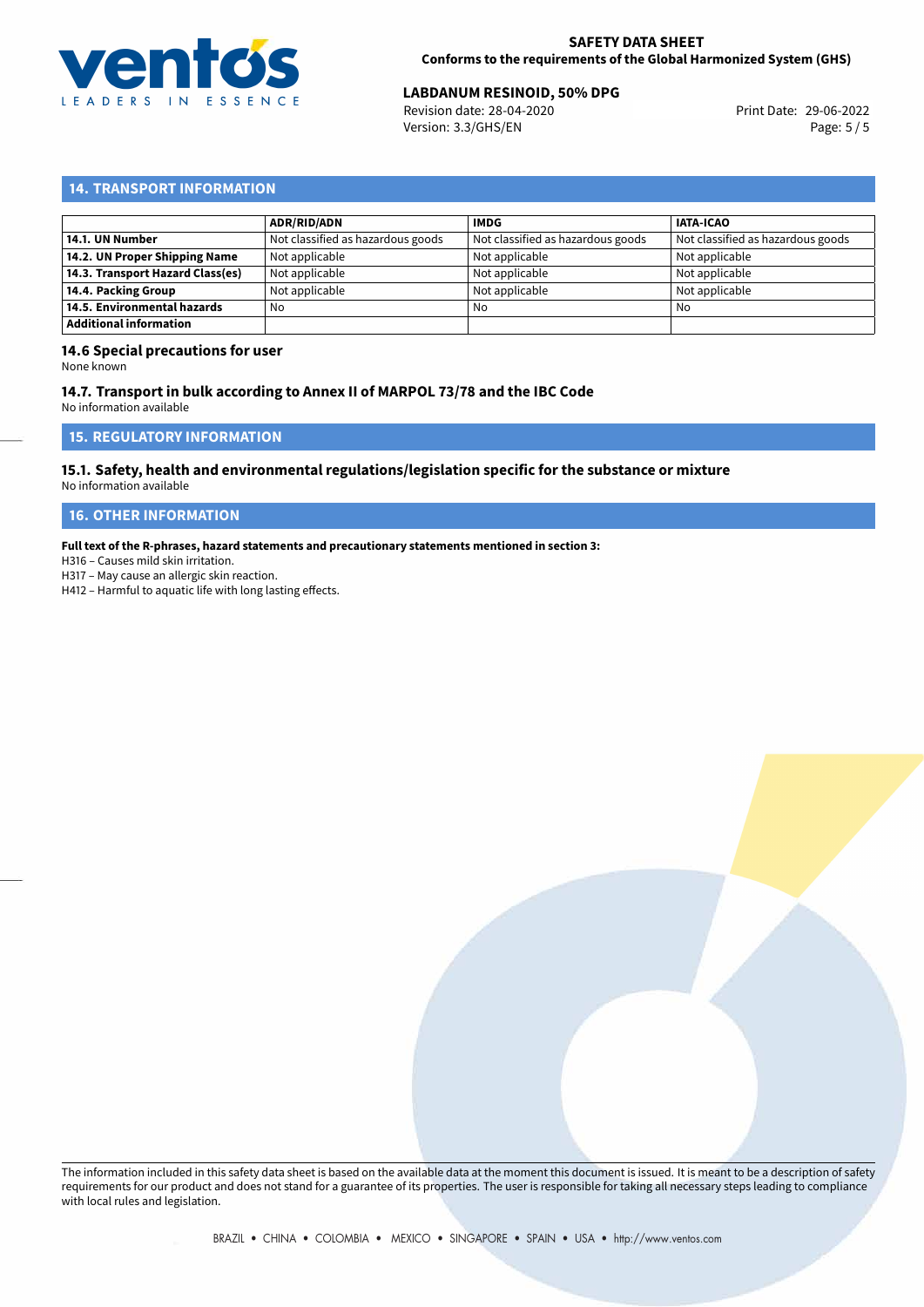## 14. TRANSPORT INFORMATION

| | ADR/RID/ADN | IMDG | IATA-ICAO |
|---|---|---|---|
| **14.1. UN Number** | Not classified as hazardous goods | Not classified as hazardous goods | Not classified as hazardous goods |
| **14.2. UN Proper Shipping Name** | Not applicable | Not applicable | Not applicable |
| **14.3. Transport Hazard Class(es)** | Not applicable | Not applicable | Not applicable |
| **14.4. Packing Group** | Not applicable | Not applicable | Not applicable |
| **14.5. Environmental hazards** | No | No | No |
| **Additional information** | | | |

### 14.6 Special precautions for user

None known

### 14.7. Transport in bulk according to Annex II of MARPOL 73/78 and the IBC Code

No information available

## 15. REGULATORY INFORMATION

### 15.1. Safety, health and environmental regulations/legislation specific for the substance or mixture

No information available

## 16. OTHER INFORMATION

**Full text of the R-phrases, hazard statements and precautionary statements mentioned in section 3:**

H316 – Causes mild skin irritation.
H317 – May cause an allergic skin reaction.
H412 – Harmful to aquatic life with long lasting effects.

The information included in this safety data sheet is based on the available data at the moment this document is issued. It is meant to be a description of safety requirements for our product and does not stand for a guarantee of its properties. The user is responsible for taking all necessary steps leading to compliance with local rules and legislation.